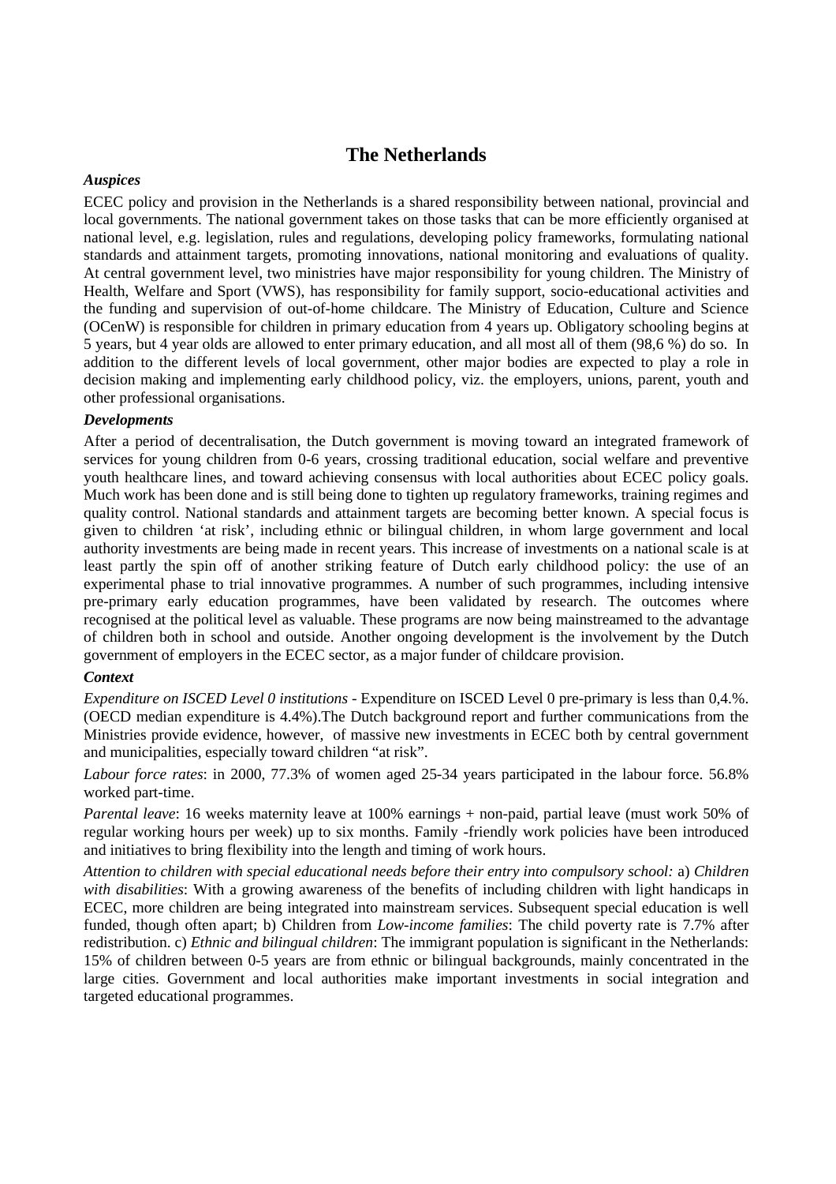# The Netherlands

***Auspices***

ECEC policy and provision in the Netherlands is a shared responsibility between national, provincial and local governments. The national government takes on those tasks that can be more efficiently organised at national level, e.g. legislation, rules and regulations, developing policy frameworks, formulating national standards and attainment targets, promoting innovations, national monitoring and evaluations of quality. At central government level, two ministries have major responsibility for young children. The Ministry of Health, Welfare and Sport (VWS), has responsibility for family support, socio-educational activities and the funding and supervision of out-of-home childcare. The Ministry of Education, Culture and Science (OCenW) is responsible for children in primary education from 4 years up. Obligatory schooling begins at 5 years, but 4 year olds are allowed to enter primary education, and all most all of them (98,6 %) do so. In addition to the different levels of local government, other major bodies are expected to play a role in decision making and implementing early childhood policy, viz. the employers, unions, parent, youth and other professional organisations.

***Developments***

After a period of decentralisation, the Dutch government is moving toward an integrated framework of services for young children from 0-6 years, crossing traditional education, social welfare and preventive youth healthcare lines, and toward achieving consensus with local authorities about ECEC policy goals. Much work has been done and is still being done to tighten up regulatory frameworks, training regimes and quality control. National standards and attainment targets are becoming better known. A special focus is given to children 'at risk', including ethnic or bilingual children, in whom large government and local authority investments are being made in recent years. This increase of investments on a national scale is at least partly the spin off of another striking feature of Dutch early childhood policy: the use of an experimental phase to trial innovative programmes. A number of such programmes, including intensive pre-primary early education programmes, have been validated by research. The outcomes where recognised at the political level as valuable. These programs are now being mainstreamed to the advantage of children both in school and outside. Another ongoing development is the involvement by the Dutch government of employers in the ECEC sector, as a major funder of childcare provision.

***Context***

*Expenditure on ISCED Level 0 institutions* - Expenditure on ISCED Level 0 pre-primary is less than 0,4.%. (OECD median expenditure is 4.4%).The Dutch background report and further communications from the Ministries provide evidence, however, of massive new investments in ECEC both by central government and municipalities, especially toward children "at risk".

*Labour force rates*: in 2000, 77.3% of women aged 25-34 years participated in the labour force. 56.8% worked part-time.

*Parental leave*: 16 weeks maternity leave at 100% earnings + non-paid, partial leave (must work 50% of regular working hours per week) up to six months. Family -friendly work policies have been introduced and initiatives to bring flexibility into the length and timing of work hours.

*Attention to children with special educational needs before their entry into compulsory school:* a) *Children with disabilities*: With a growing awareness of the benefits of including children with light handicaps in ECEC, more children are being integrated into mainstream services. Subsequent special education is well funded, though often apart; b) Children from *Low-income families*: The child poverty rate is 7.7% after redistribution. c) *Ethnic and bilingual children*: The immigrant population is significant in the Netherlands: 15% of children between 0-5 years are from ethnic or bilingual backgrounds, mainly concentrated in the large cities. Government and local authorities make important investments in social integration and targeted educational programmes.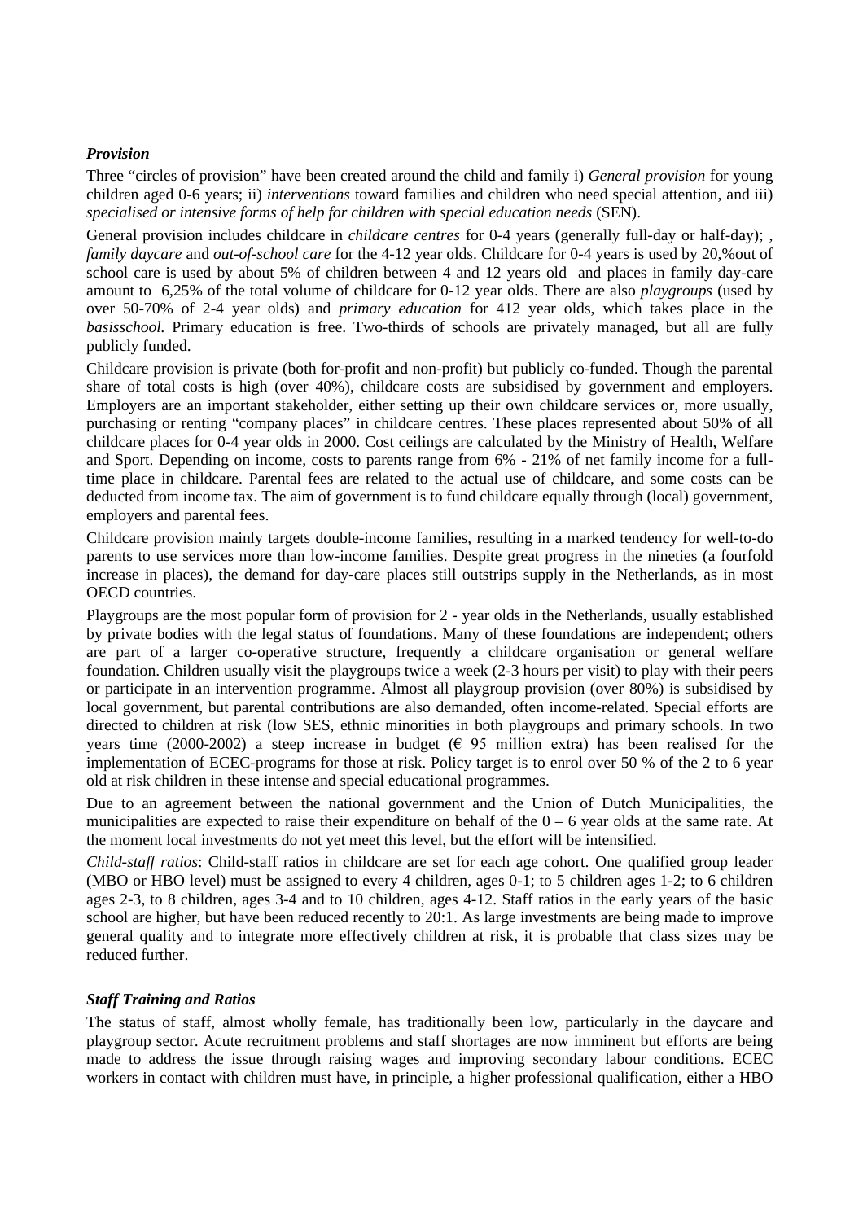### *Provision*

Three "circles of provision" have been created around the child and family i) *General provision* for young children aged 0-6 years; ii) *interventions* toward families and children who need special attention, and iii) *specialised or intensive forms of help for children with special education needs* (SEN).

General provision includes childcare in *childcare centres* for 0-4 years (generally full-day or half-day); , *family daycare* and *out-of-school care* for the 4-12 year olds. Childcare for 0-4 years is used by 20,%out of school care is used by about 5% of children between 4 and 12 years old and places in family day-care amount to 6,25% of the total volume of childcare for 0-12 year olds. There are also *playgroups* (used by over 50-70% of 2-4 year olds) and *primary education* for 412 year olds, which takes place in the *basisschool.* Primary education is free. Two-thirds of schools are privately managed, but all are fully publicly funded.

Childcare provision is private (both for-profit and non-profit) but publicly co-funded. Though the parental share of total costs is high (over 40%), childcare costs are subsidised by government and employers. Employers are an important stakeholder, either setting up their own childcare services or, more usually, purchasing or renting "company places" in childcare centres. These places represented about 50% of all childcare places for 0-4 year olds in 2000. Cost ceilings are calculated by the Ministry of Health, Welfare and Sport. Depending on income, costs to parents range from 6% - 21% of net family income for a full-time place in childcare. Parental fees are related to the actual use of childcare, and some costs can be deducted from income tax. The aim of government is to fund childcare equally through (local) government, employers and parental fees.

Childcare provision mainly targets double-income families, resulting in a marked tendency for well-to-do parents to use services more than low-income families. Despite great progress in the nineties (a fourfold increase in places), the demand for day-care places still outstrips supply in the Netherlands, as in most OECD countries.

Playgroups are the most popular form of provision for 2 - year olds in the Netherlands, usually established by private bodies with the legal status of foundations. Many of these foundations are independent; others are part of a larger co-operative structure, frequently a childcare organisation or general welfare foundation. Children usually visit the playgroups twice a week (2-3 hours per visit) to play with their peers or participate in an intervention programme. Almost all playgroup provision (over 80%) is subsidised by local government, but parental contributions are also demanded, often income-related. Special efforts are directed to children at risk (low SES, ethnic minorities in both playgroups and primary schools. In two years time (2000-2002) a steep increase in budget (€ 95 million extra) has been realised for the implementation of ECEC-programs for those at risk. Policy target is to enrol over 50 % of the 2 to 6 year old at risk children in these intense and special educational programmes.

Due to an agreement between the national government and the Union of Dutch Municipalities, the municipalities are expected to raise their expenditure on behalf of the 0 – 6 year olds at the same rate. At the moment local investments do not yet meet this level, but the effort will be intensified.

*Child-staff ratios*: Child-staff ratios in childcare are set for each age cohort. One qualified group leader (MBO or HBO level) must be assigned to every 4 children, ages 0-1; to 5 children ages 1-2; to 6 children ages 2-3, to 8 children, ages 3-4 and to 10 children, ages 4-12. Staff ratios in the early years of the basic school are higher, but have been reduced recently to 20:1. As large investments are being made to improve general quality and to integrate more effectively children at risk, it is probable that class sizes may be reduced further.

### *Staff Training and Ratios*

The status of staff, almost wholly female, has traditionally been low, particularly in the daycare and playgroup sector. Acute recruitment problems and staff shortages are now imminent but efforts are being made to address the issue through raising wages and improving secondary labour conditions. ECEC workers in contact with children must have, in principle, a higher professional qualification, either a HBO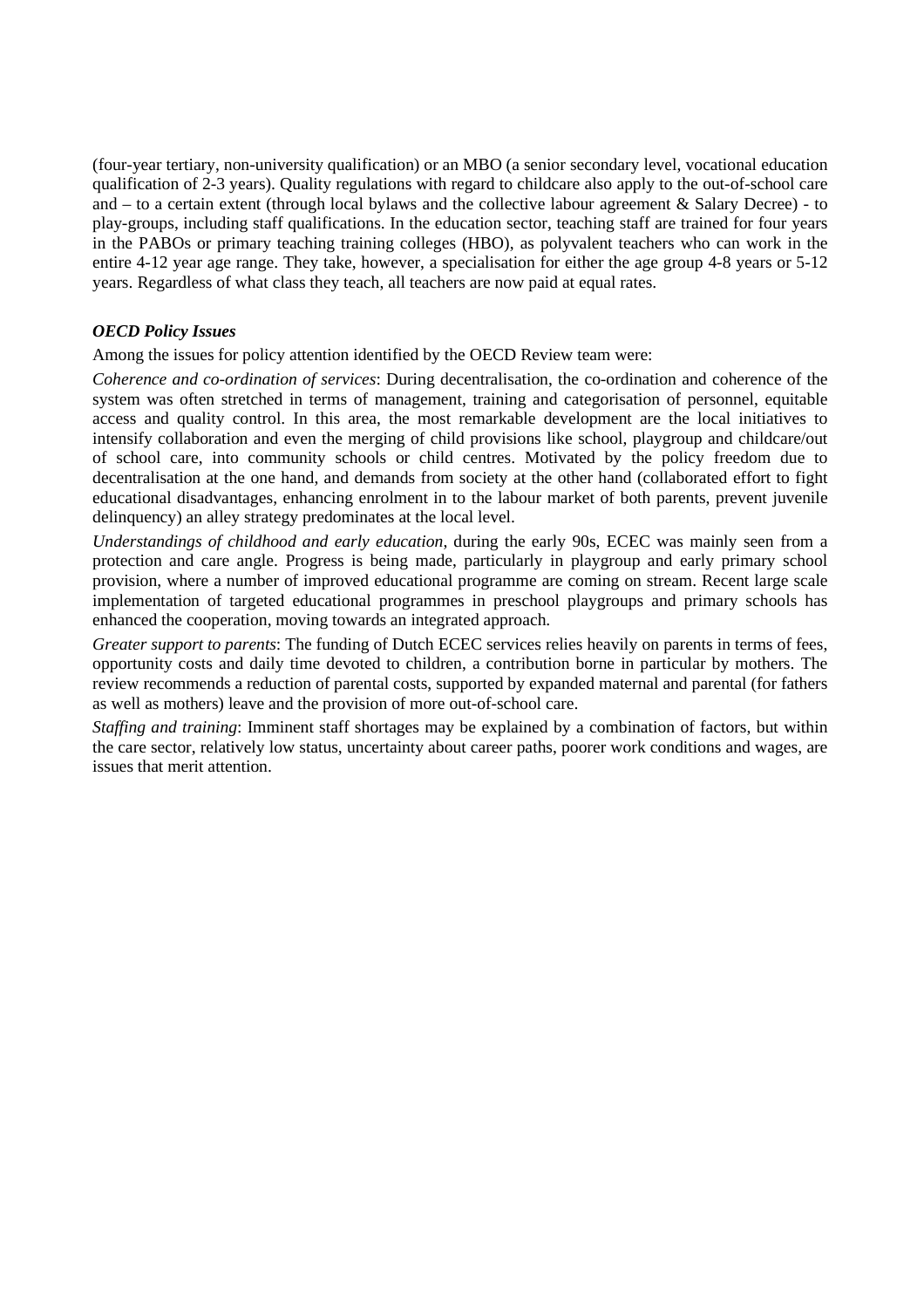(four-year tertiary, non-university qualification) or an MBO (a senior secondary level, vocational education qualification of 2-3 years). Quality regulations with regard to childcare also apply to the out-of-school care and – to a certain extent (through local bylaws and the collective labour agreement & Salary Decree) - to play-groups, including staff qualifications. In the education sector, teaching staff are trained for four years in the PABOs or primary teaching training colleges (HBO), as polyvalent teachers who can work in the entire 4-12 year age range. They take, however, a specialisation for either the age group 4-8 years or 5-12 years. Regardless of what class they teach, all teachers are now paid at equal rates.

***OECD Policy Issues***

Among the issues for policy attention identified by the OECD Review team were:

*Coherence and co-ordination of services*: During decentralisation, the co-ordination and coherence of the system was often stretched in terms of management, training and categorisation of personnel, equitable access and quality control. In this area, the most remarkable development are the local initiatives to intensify collaboration and even the merging of child provisions like school, playgroup and childcare/out of school care, into community schools or child centres. Motivated by the policy freedom due to decentralisation at the one hand, and demands from society at the other hand (collaborated effort to fight educational disadvantages, enhancing enrolment in to the labour market of both parents, prevent juvenile delinquency) an alley strategy predominates at the local level.

*Understandings of childhood and early education*, during the early 90s, ECEC was mainly seen from a protection and care angle. Progress is being made, particularly in playgroup and early primary school provision, where a number of improved educational programme are coming on stream. Recent large scale implementation of targeted educational programmes in preschool playgroups and primary schools has enhanced the cooperation, moving towards an integrated approach.

*Greater support to parents*: The funding of Dutch ECEC services relies heavily on parents in terms of fees, opportunity costs and daily time devoted to children, a contribution borne in particular by mothers. The review recommends a reduction of parental costs, supported by expanded maternal and parental (for fathers as well as mothers) leave and the provision of more out-of-school care.

*Staffing and training*: Imminent staff shortages may be explained by a combination of factors, but within the care sector, relatively low status, uncertainty about career paths, poorer work conditions and wages, are issues that merit attention.